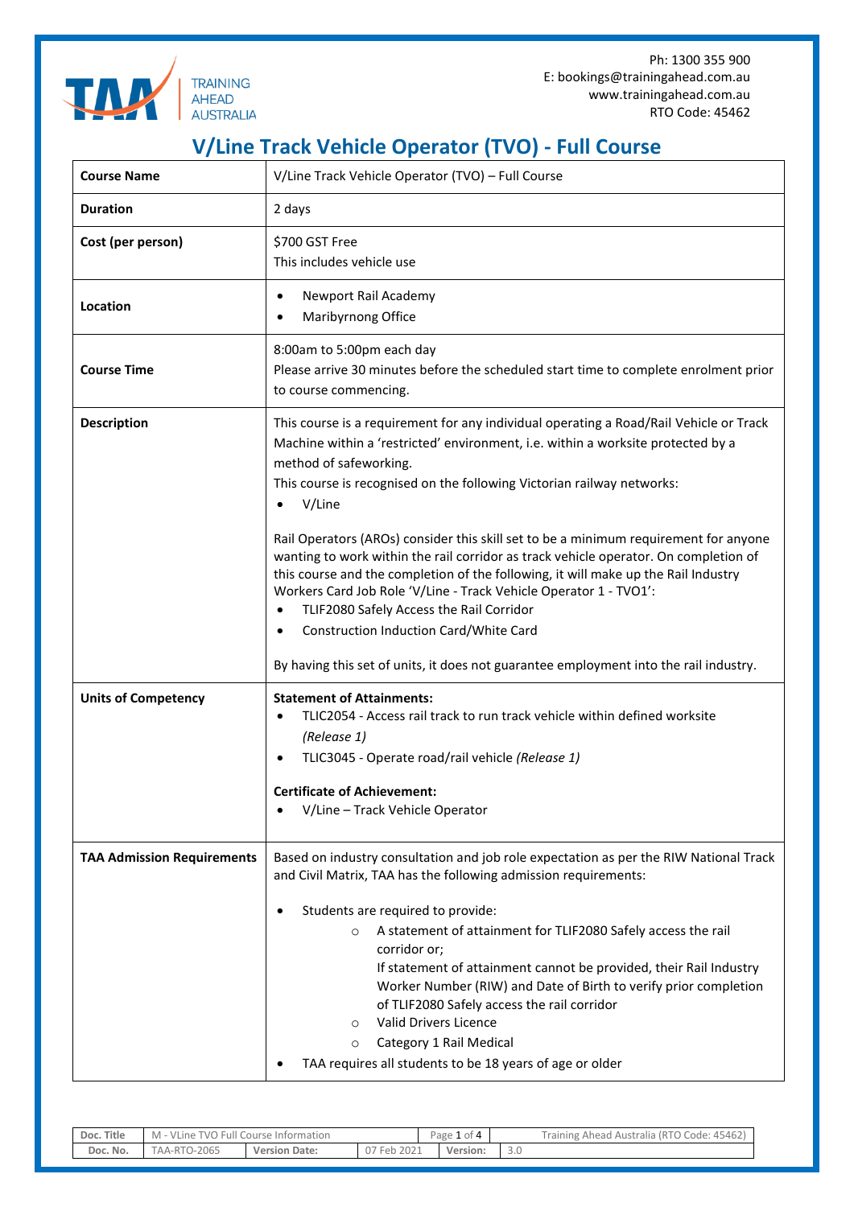Ph: 1300 355 900
E: bookings@trainingahead.com.au
www.trainingahead.com.au
RTO Code: 45462

# V/Line Track Vehicle Operator (TVO) - Full Course

| **Course Name** | V/Line Track Vehicle Operator (TVO) – Full Course |
|---|---|
| **Duration** | 2 days |
| **Cost (per person)** | $700 GST Free<br>This includes vehicle use |
| **Location** | • Newport Rail Academy<br>• Maribyrnong Office |
| **Course Time** | 8:00am to 5:00pm each day<br>Please arrive 30 minutes before the scheduled start time to complete enrolment prior to course commencing. |
| **Description** | This course is a requirement for any individual operating a Road/Rail Vehicle or Track Machine within a 'restricted' environment, i.e. within a worksite protected by a method of safeworking.<br>This course is recognised on the following Victorian railway networks:<br>• V/Line<br><br>Rail Operators (AROs) consider this skill set to be a minimum requirement for anyone wanting to work within the rail corridor as track vehicle operator. On completion of this course and the completion of the following, it will make up the Rail Industry Workers Card Job Role 'V/Line - Track Vehicle Operator 1 - TVO1':<br>• TLIF2080 Safely Access the Rail Corridor<br>• Construction Induction Card/White Card<br><br>By having this set of units, it does not guarantee employment into the rail industry. |
| **Units of Competency** | **Statement of Attainments:**<br>• TLIC2054 - Access rail track to run track vehicle within defined worksite *(Release 1)*<br>• TLIC3045 - Operate road/rail vehicle *(Release 1)*<br><br>**Certificate of Achievement:**<br>• V/Line – Track Vehicle Operator |
| **TAA Admission Requirements** | Based on industry consultation and job role expectation as per the RIW National Track and Civil Matrix, TAA has the following admission requirements:<br><br>• Students are required to provide:<br>  ○ A statement of attainment for TLIF2080 Safely access the rail corridor or;<br>  If statement of attainment cannot be provided, their Rail Industry Worker Number (RIW) and Date of Birth to verify prior completion of TLIF2080 Safely access the rail corridor<br>  ○ Valid Drivers Licence<br>  ○ Category 1 Rail Medical<br>• TAA requires all students to be 18 years of age or older |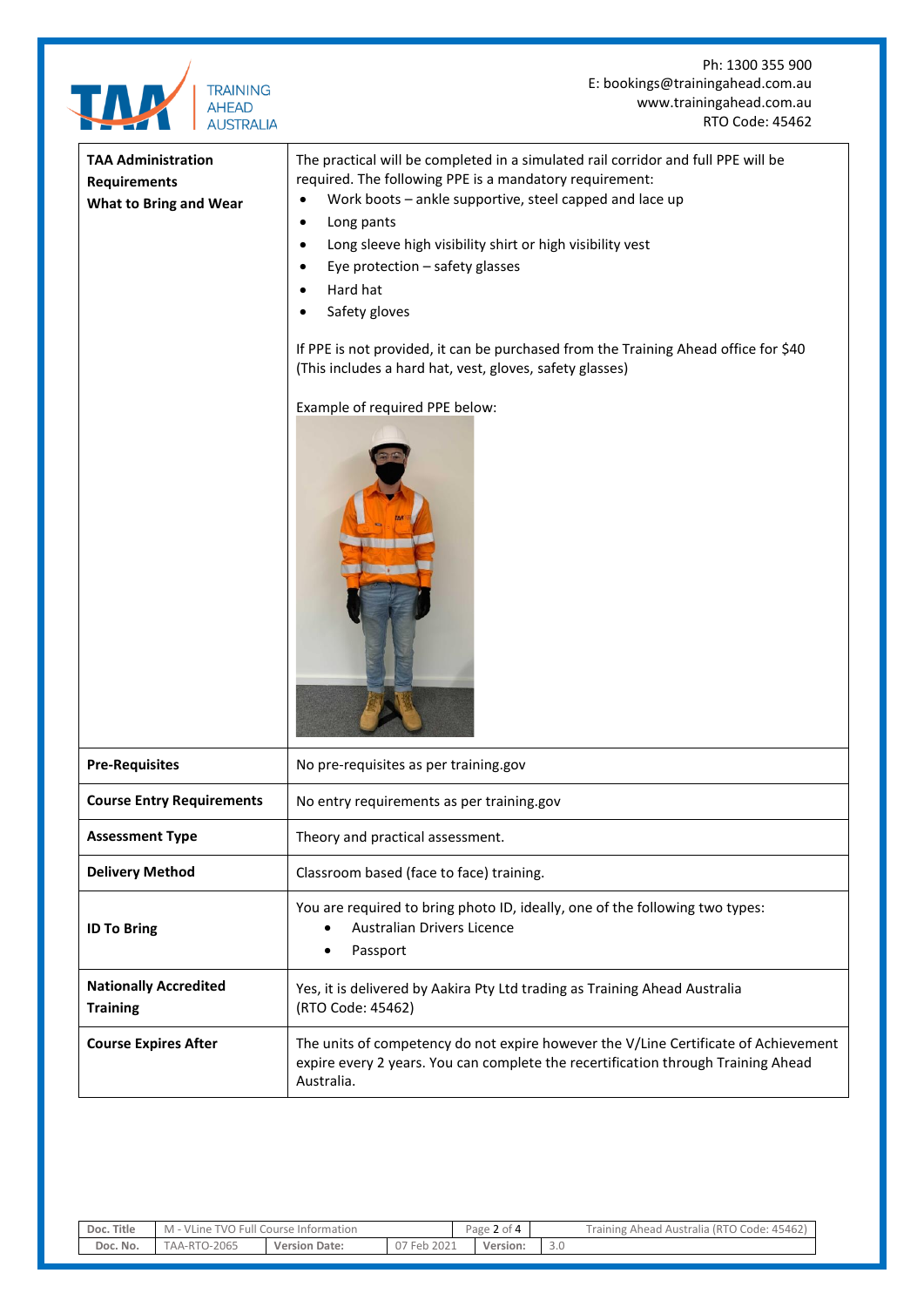| | |
|---|---|
| **TAA Administration Requirements**<br>**What to Bring and Wear** | The practical will be completed in a simulated rail corridor and full PPE will be required. The following PPE is a mandatory requirement:<br>• Work boots – ankle supportive, steel capped and lace up<br>• Long pants<br>• Long sleeve high visibility shirt or high visibility vest<br>• Eye protection – safety glasses<br>• Hard hat<br>• Safety gloves<br><br>If PPE is not provided, it can be purchased from the Training Ahead office for $40 (This includes a hard hat, vest, gloves, safety glasses)<br><br>Example of required PPE below: |
| **Pre-Requisites** | No pre-requisites as per training.gov |
| **Course Entry Requirements** | No entry requirements as per training.gov |
| **Assessment Type** | Theory and practical assessment. |
| **Delivery Method** | Classroom based (face to face) training. |
| **ID To Bring** | You are required to bring photo ID, ideally, one of the following two types:<br>• Australian Drivers Licence<br>• Passport |
| **Nationally Accredited Training** | Yes, it is delivered by Aakira Pty Ltd trading as Training Ahead Australia (RTO Code: 45462) |
| **Course Expires After** | The units of competency do not expire however the V/Line Certificate of Achievement expire every 2 years. You can complete the recertification through Training Ahead Australia. |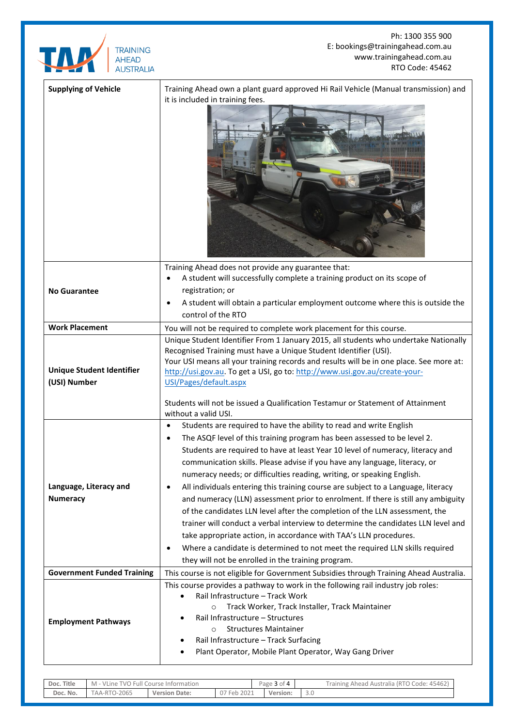| | |
|---|---|
| **Supplying of Vehicle** | Training Ahead own a plant guard approved Hi Rail Vehicle (Manual transmission) and it is included in training fees. |
| **No Guarantee** | Training Ahead does not provide any guarantee that:<br>• A student will successfully complete a training product on its scope of registration; or<br>• A student will obtain a particular employment outcome where this is outside the control of the RTO |
| **Work Placement** | You will not be required to complete work placement for this course. |
| **Unique Student Identifier (USI) Number** | Unique Student Identifier From 1 January 2015, all students who undertake Nationally Recognised Training must have a Unique Student Identifier (USI).<br>Your USI means all your training records and results will be in one place. See more at: http://usi.gov.au. To get a USI, go to: http://www.usi.gov.au/create-your-USI/Pages/default.aspx<br><br>Students will not be issued a Qualification Testamur or Statement of Attainment without a valid USI. |
| **Language, Literacy and Numeracy** | • Students are required to have the ability to read and write English<br>• The ASQF level of this training program has been assessed to be level 2. Students are required to have at least Year 10 level of numeracy, literacy and communication skills. Please advise if you have any language, literacy, or numeracy needs; or difficulties reading, writing, or speaking English.<br>• All individuals entering this training course are subject to a Language, literacy and numeracy (LLN) assessment prior to enrolment. If there is still any ambiguity of the candidates LLN level after the completion of the LLN assessment, the trainer will conduct a verbal interview to determine the candidates LLN level and take appropriate action, in accordance with TAA's LLN procedures.<br>• Where a candidate is determined to not meet the required LLN skills required they will not be enrolled in the training program. |
| **Government Funded Training** | This course is not eligible for Government Subsidies through Training Ahead Australia. |
| **Employment Pathways** | This course provides a pathway to work in the following rail industry job roles:<br>• Rail Infrastructure – Track Work<br>  ○ Track Worker, Track Installer, Track Maintainer<br>• Rail Infrastructure – Structures<br>  ○ Structures Maintainer<br>• Rail Infrastructure – Track Surfacing<br>• Plant Operator, Mobile Plant Operator, Way Gang Driver |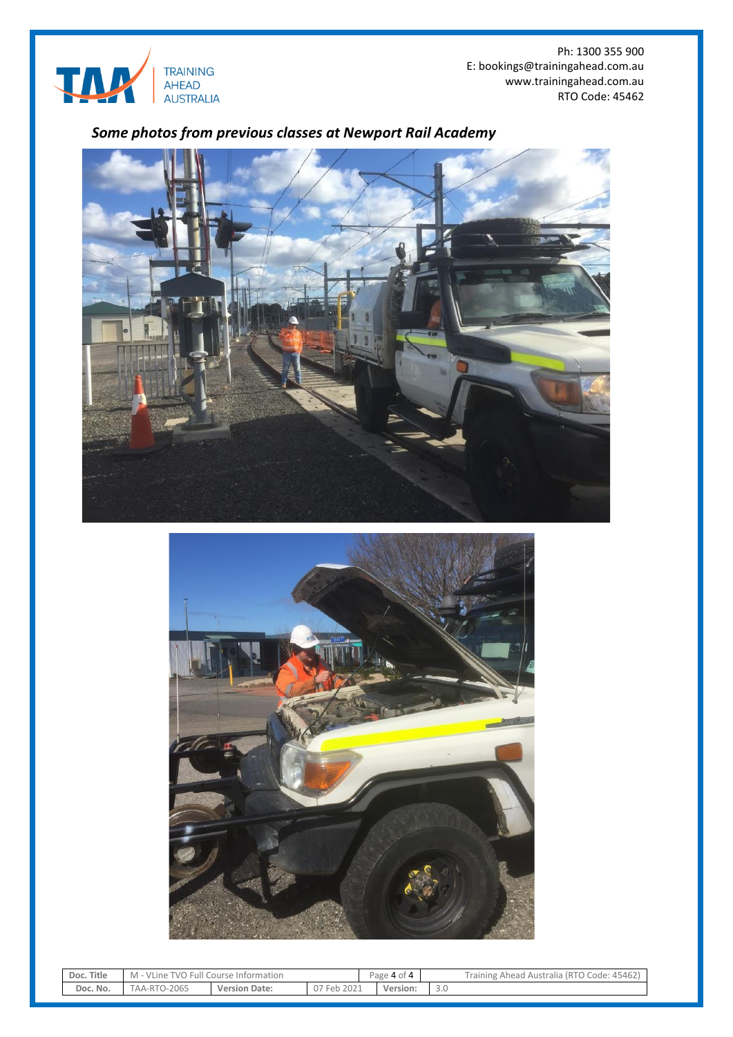***Some photos from previous classes at Newport Rail Academy***